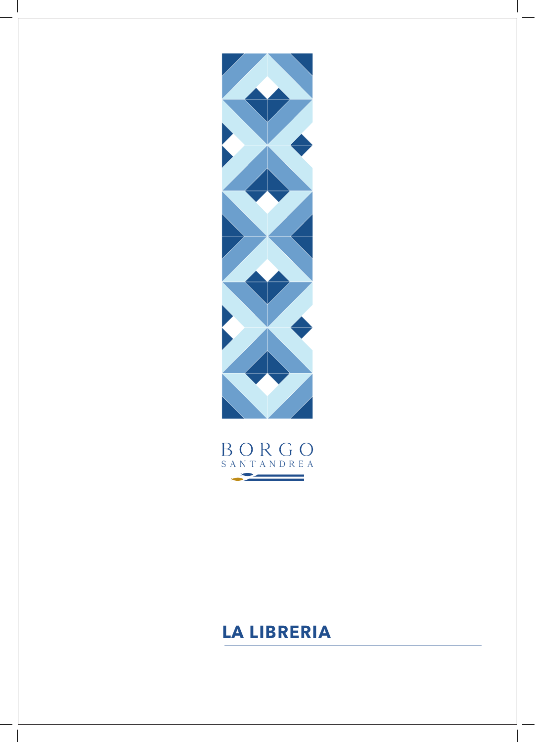BORGO
SANTANDREA

# LA LIBRERIA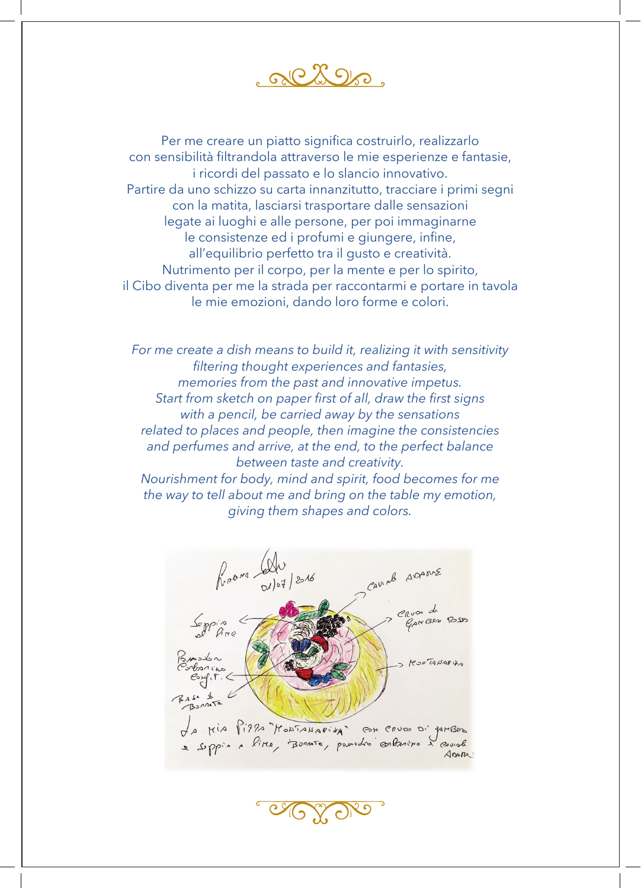Per me creare un piatto significa costruirlo, realizzarlo
con sensibilità filtrandola attraverso le mie esperienze e fantasie,
i ricordi del passato e lo slancio innovativo.
Partire da uno schizzo su carta innanzitutto, tracciare i primi segni
con la matita, lasciarsi trasportare dalle sensazioni
legate ai luoghi e alle persone, per poi immaginarne
le consistenze ed i profumi e giungere, infine,
all'equilibrio perfetto tra il gusto e creatività.
Nutrimento per il corpo, per la mente e per lo spirito,
il Cibo diventa per me la strada per raccontarmi e portare in tavola
le mie emozioni, dando loro forme e colori.

*For me create a dish means to build it, realizing it with sensitivity
filtering thought experiences and fantasies,
memories from the past and innovative impetus.
Start from sketch on paper first of all, draw the first signs
with a pencil, be carried away by the sensations
related to places and people, then imagine the consistencies
and perfumes and arrive, at the end, to the perfect balance
between taste and creativity.
Nourishment for body, mind and spirit, food becomes for me
the way to tell about me and bring on the table my emotion,
giving them shapes and colors.*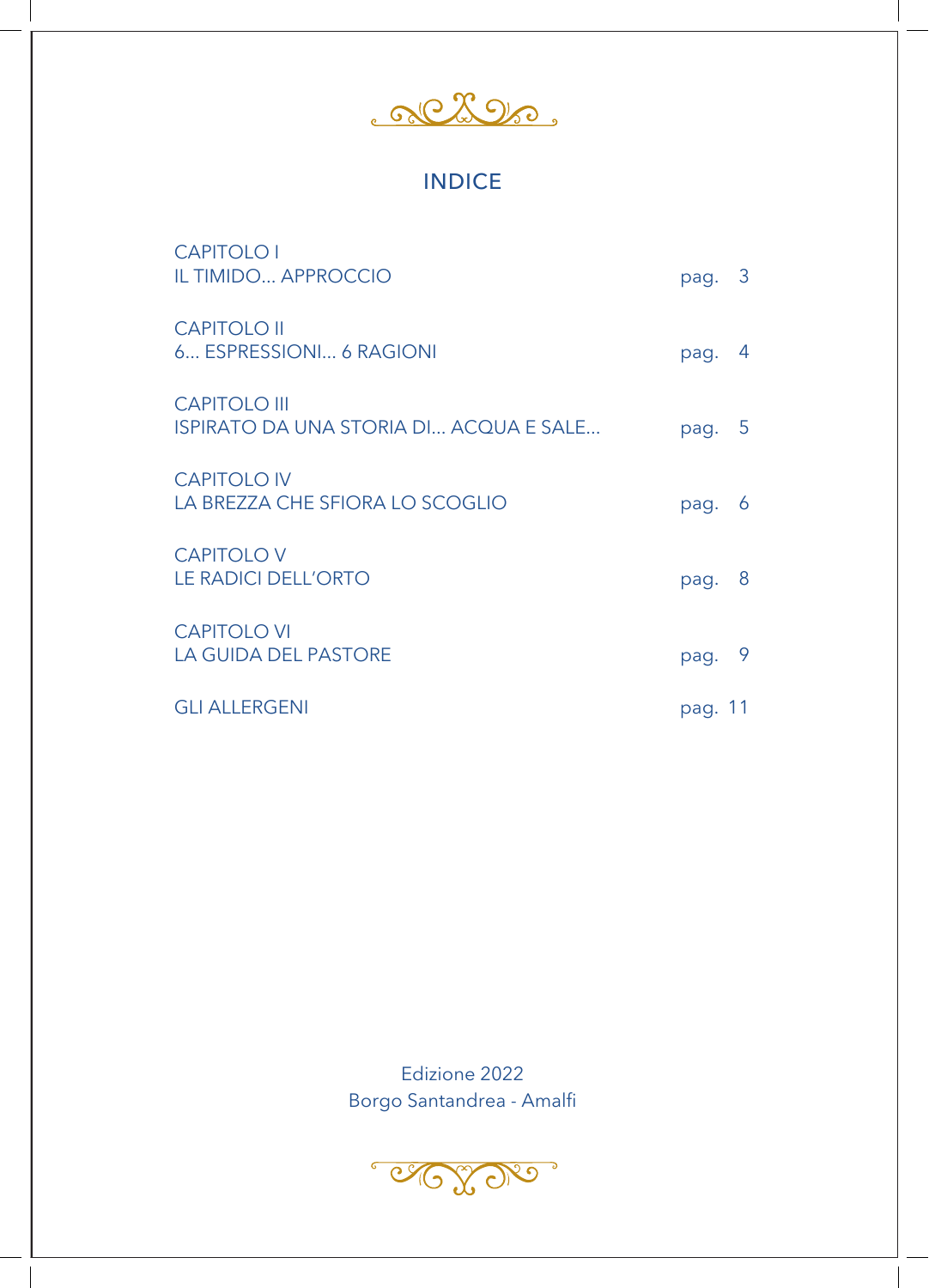# INDICE

| | |
|---|---|
| CAPITOLO I<br>IL TIMIDO... APPROCCIO | pag. 3 |
| CAPITOLO II<br>6... ESPRESSIONI... 6 RAGIONI | pag. 4 |
| CAPITOLO III<br>ISPIRATO DA UNA STORIA DI... ACQUA E SALE... | pag. 5 |
| CAPITOLO IV<br>LA BREZZA CHE SFIORA LO SCOGLIO | pag. 6 |
| CAPITOLO V<br>LE RADICI DELL'ORTO | pag. 8 |
| CAPITOLO VI<br>LA GUIDA DEL PASTORE | pag. 9 |
| GLI ALLERGENI | pag. 11 |

Edizione 2022
Borgo Santandrea - Amalfi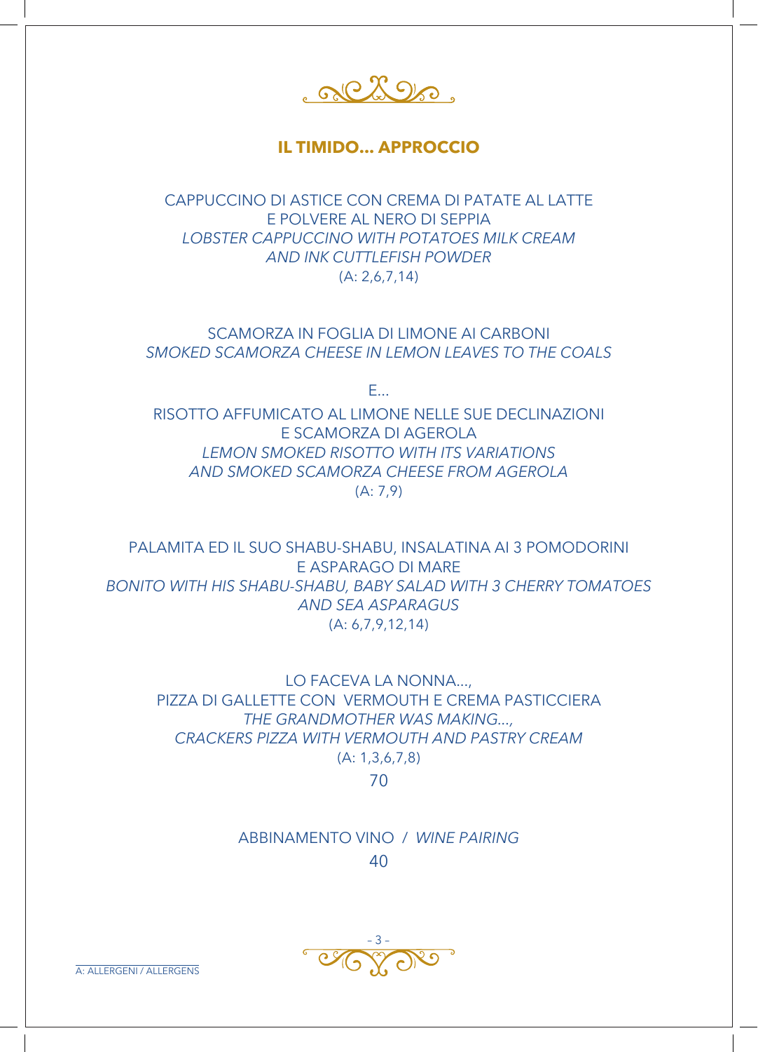## **IL TIMIDO... APPROCCIO**

CAPPUCCINO DI ASTICE CON CREMA DI PATATE AL LATTE
E POLVERE AL NERO DI SEPPIA
*LOBSTER CAPPUCCINO WITH POTATOES MILK CREAM*
*AND INK CUTTLEFISH POWDER*
(A: 2,6,7,14)

SCAMORZA IN FOGLIA DI LIMONE AI CARBONI
*SMOKED SCAMORZA CHEESE IN LEMON LEAVES TO THE COALS*

E...

RISOTTO AFFUMICATO AL LIMONE NELLE SUE DECLINAZIONI
E SCAMORZA DI AGEROLA
*LEMON SMOKED RISOTTO WITH ITS VARIATIONS*
*AND SMOKED SCAMORZA CHEESE FROM AGEROLA*
(A: 7,9)

PALAMITA ED IL SUO SHABU-SHABU, INSALATINA AI 3 POMODORINI
E ASPARAGO DI MARE
*BONITO WITH HIS SHABU-SHABU, BABY SALAD WITH 3 CHERRY TOMATOES*
*AND SEA ASPARAGUS*
(A: 6,7,9,12,14)

LO FACEVA LA NONNA...,
PIZZA DI GALLETTE CON VERMOUTH E CREMA PASTICCIERA
*THE GRANDMOTHER WAS MAKING...,*
*CRACKERS PIZZA WITH VERMOUTH AND PASTRY CREAM*
(A: 1,3,6,7,8)

70

ABBINAMENTO VINO / *WINE PAIRING*

40

A: ALLERGENI / ALLERGENS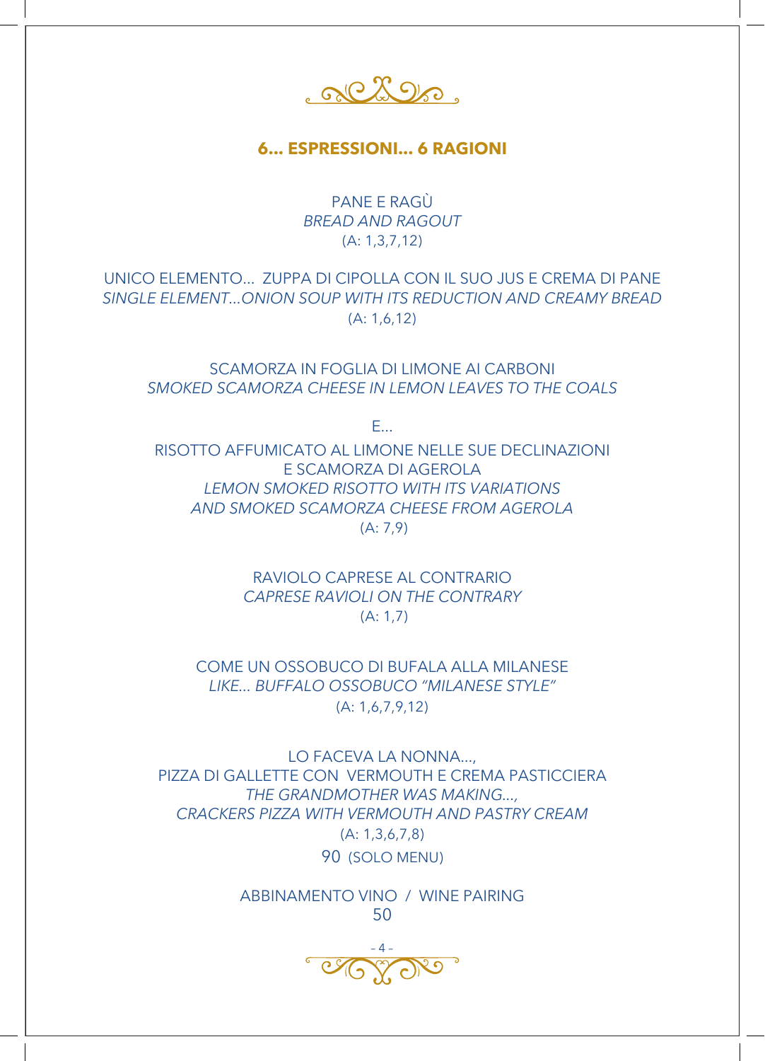## 6... ESPRESSIONI... 6 RAGIONI

PANE E RAGÙ
*BREAD AND RAGOUT*
(A: 1,3,7,12)

UNICO ELEMENTO... ZUPPA DI CIPOLLA CON IL SUO JUS E CREMA DI PANE
*SINGLE ELEMENT...ONION SOUP WITH ITS REDUCTION AND CREAMY BREAD*
(A: 1,6,12)

SCAMORZA IN FOGLIA DI LIMONE AI CARBONI
*SMOKED SCAMORZA CHEESE IN LEMON LEAVES TO THE COALS*

E...

RISOTTO AFFUMICATO AL LIMONE NELLE SUE DECLINAZIONI
E SCAMORZA DI AGEROLA
*LEMON SMOKED RISOTTO WITH ITS VARIATIONS*
*AND SMOKED SCAMORZA CHEESE FROM AGEROLA*
(A: 7,9)

RAVIOLO CAPRESE AL CONTRARIO
*CAPRESE RAVIOLI ON THE CONTRARY*
(A: 1,7)

COME UN OSSOBUCO DI BUFALA ALLA MILANESE
*LIKE... BUFFALO OSSOBUCO "MILANESE STYLE"*
(A: 1,6,7,9,12)

LO FACEVA LA NONNA...,
PIZZA DI GALLETTE CON VERMOUTH E CREMA PASTICCIERA
*THE GRANDMOTHER WAS MAKING...,*
*CRACKERS PIZZA WITH VERMOUTH AND PASTRY CREAM*
(A: 1,3,6,7,8)

90 (SOLO MENU)

ABBINAMENTO VINO / WINE PAIRING
50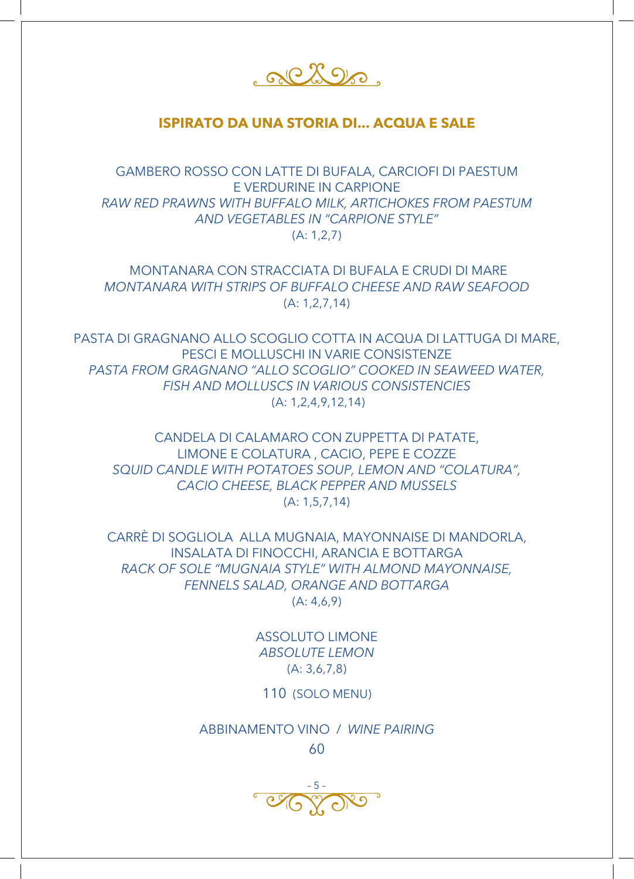## **ISPIRATO DA UNA STORIA DI... ACQUA E SALE**

GAMBERO ROSSO CON LATTE DI BUFALA, CARCIOFI DI PAESTUM
E VERDURINE IN CARPIONE
*RAW RED PRAWNS WITH BUFFALO MILK, ARTICHOKES FROM PAESTUM*
*AND VEGETABLES IN "CARPIONE STYLE"*
(A: 1,2,7)

MONTANARA CON STRACCIATA DI BUFALA E CRUDI DI MARE
*MONTANARA WITH STRIPS OF BUFFALO CHEESE AND RAW SEAFOOD*
(A: 1,2,7,14)

PASTA DI GRAGNANO ALLO SCOGLIO COTTA IN ACQUA DI LATTUGA DI MARE,
PESCI E MOLLUSCHI IN VARIE CONSISTENZE
*PASTA FROM GRAGNANO "ALLO SCOGLIO" COOKED IN SEAWEED WATER,*
*FISH AND MOLLUSCS IN VARIOUS CONSISTENCIES*
(A: 1,2,4,9,12,14)

CANDELA DI CALAMARO CON ZUPPETTA DI PATATE,
LIMONE E COLATURA , CACIO, PEPE E COZZE
*SQUID CANDLE WITH POTATOES SOUP, LEMON AND "COLATURA",*
*CACIO CHEESE, BLACK PEPPER AND MUSSELS*
(A: 1,5,7,14)

CARRÈ DI SOGLIOLA ALLA MUGNAIA, MAYONNAISE DI MANDORLA,
INSALATA DI FINOCCHI, ARANCIA E BOTTARGA
*RACK OF SOLE "MUGNAIA STYLE" WITH ALMOND MAYONNAISE,*
*FENNELS SALAD, ORANGE AND BOTTARGA*
(A: 4,6,9)

ASSOLUTO LIMONE
*ABSOLUTE LEMON*
(A: 3,6,7,8)

110 (SOLO MENU)

ABBINAMENTO VINO / *WINE PAIRING*
60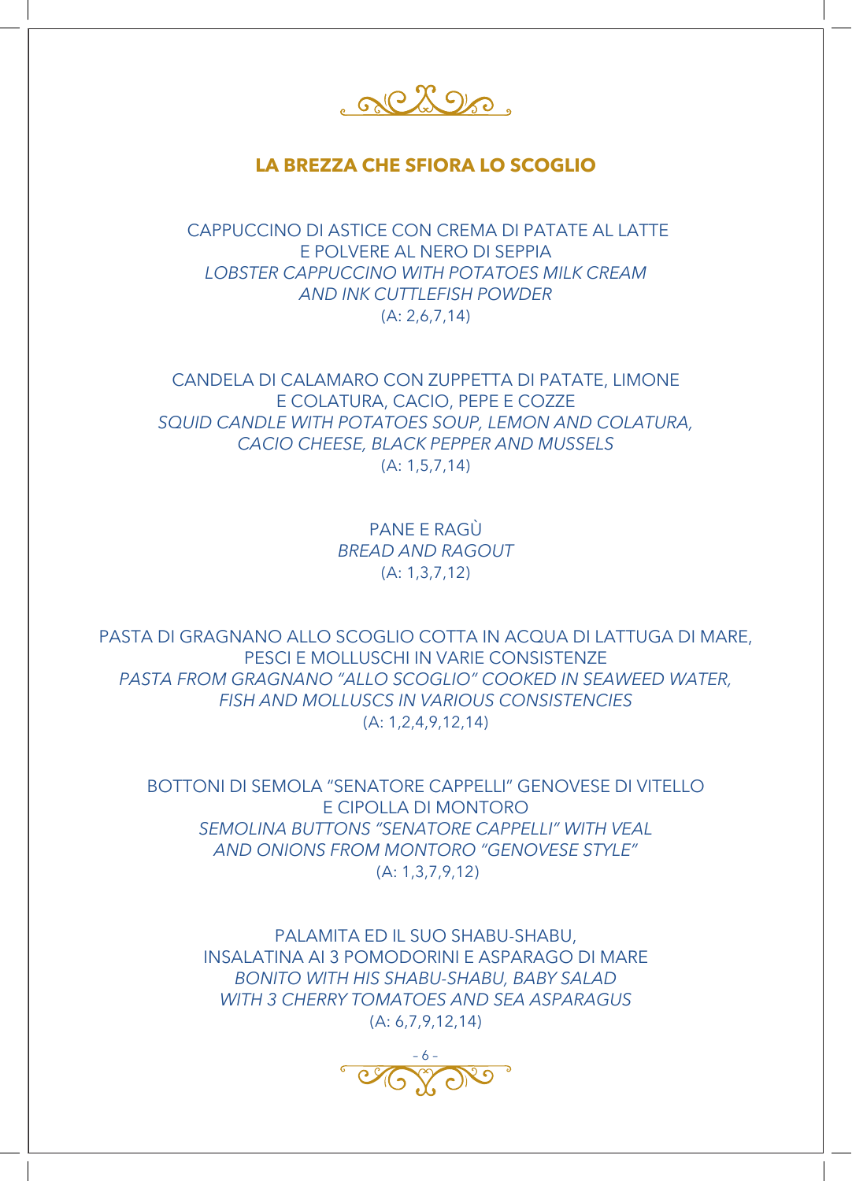## LA BREZZA CHE SFIORA LO SCOGLIO

CAPPUCCINO DI ASTICE CON CREMA DI PATATE AL LATTE
E POLVERE AL NERO DI SEPPIA
*LOBSTER CAPPUCCINO WITH POTATOES MILK CREAM
AND INK CUTTLEFISH POWDER*
(A: 2,6,7,14)

CANDELA DI CALAMARO CON ZUPPETTA DI PATATE, LIMONE
E COLATURA, CACIO, PEPE E COZZE
*SQUID CANDLE WITH POTATOES SOUP, LEMON AND COLATURA,
CACIO CHEESE, BLACK PEPPER AND MUSSELS*
(A: 1,5,7,14)

PANE E RAGÙ
*BREAD AND RAGOUT*
(A: 1,3,7,12)

PASTA DI GRAGNANO ALLO SCOGLIO COTTA IN ACQUA DI LATTUGA DI MARE,
PESCI E MOLLUSCHI IN VARIE CONSISTENZE
*PASTA FROM GRAGNANO "ALLO SCOGLIO" COOKED IN SEAWEED WATER,
FISH AND MOLLUSCS IN VARIOUS CONSISTENCIES*
(A: 1,2,4,9,12,14)

BOTTONI DI SEMOLA "SENATORE CAPPELLI" GENOVESE DI VITELLO
E CIPOLLA DI MONTORO
*SEMOLINA BUTTONS "SENATORE CAPPELLI" WITH VEAL
AND ONIONS FROM MONTORO "GENOVESE STYLE"*
(A: 1,3,7,9,12)

PALAMITA ED IL SUO SHABU-SHABU,
INSALATINA AI 3 POMODORINI E ASPARAGO DI MARE
*BONITO WITH HIS SHABU-SHABU, BABY SALAD
WITH 3 CHERRY TOMATOES AND SEA ASPARAGUS*
(A: 6,7,9,12,14)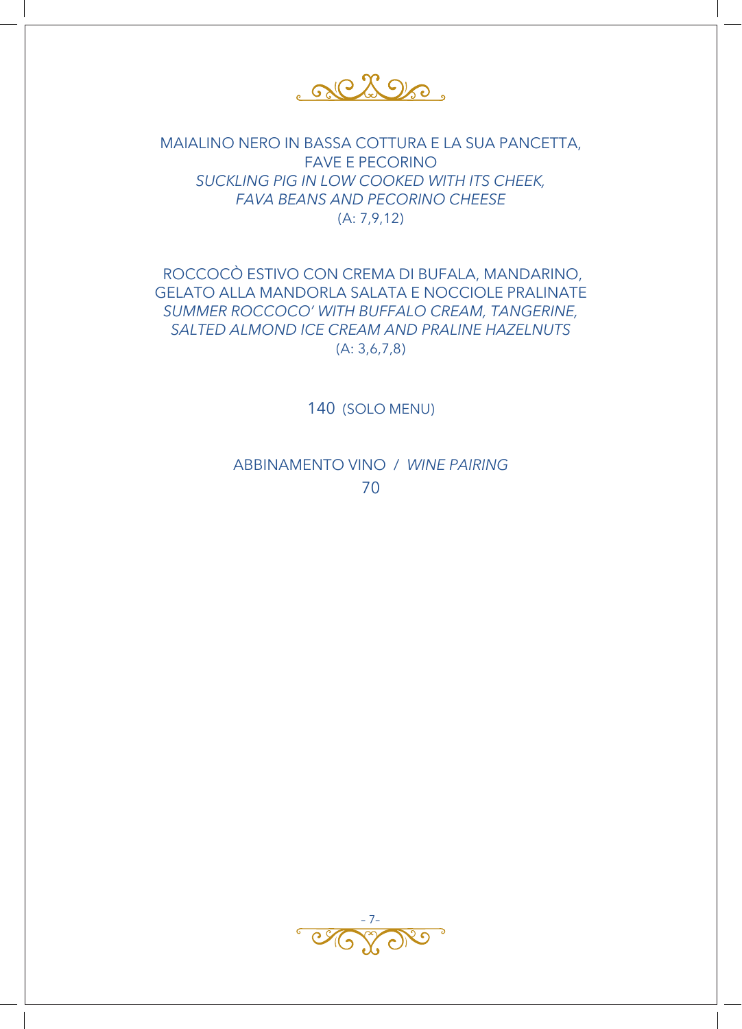MAIALINO NERO IN BASSA COTTURA E LA SUA PANCETTA,
FAVE E PECORINO
*SUCKLING PIG IN LOW COOKED WITH ITS CHEEK,*
*FAVA BEANS AND PECORINO CHEESE*
(A: 7,9,12)

ROCCOCÒ ESTIVO CON CREMA DI BUFALA, MANDARINO,
GELATO ALLA MANDORLA SALATA E NOCCIOLE PRALINATE
*SUMMER ROCCOCO' WITH BUFFALO CREAM, TANGERINE,*
*SALTED ALMOND ICE CREAM AND PRALINE HAZELNUTS*
(A: 3,6,7,8)

140 (SOLO MENU)

ABBINAMENTO VINO / *WINE PAIRING*
70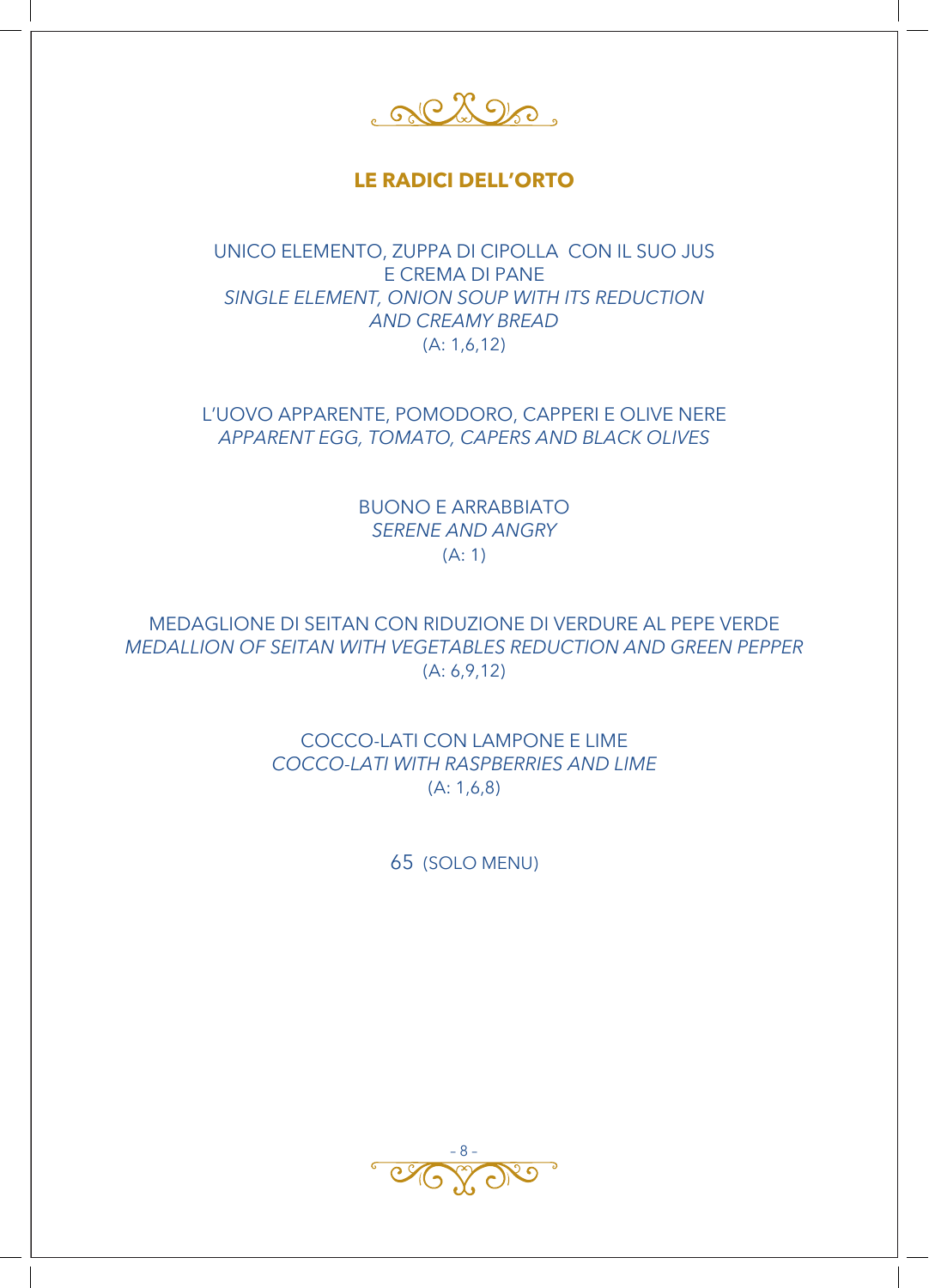## LE RADICI DELL'ORTO

UNICO ELEMENTO, ZUPPA DI CIPOLLA CON IL SUO JUS
E CREMA DI PANE
*SINGLE ELEMENT, ONION SOUP WITH ITS REDUCTION*
*AND CREAMY BREAD*
(A: 1,6,12)

L'UOVO APPARENTE, POMODORO, CAPPERI E OLIVE NERE
*APPARENT EGG, TOMATO, CAPERS AND BLACK OLIVES*

BUONO E ARRABBIATO
*SERENE AND ANGRY*
(A: 1)

MEDAGLIONE DI SEITAN CON RIDUZIONE DI VERDURE AL PEPE VERDE
*MEDALLION OF SEITAN WITH VEGETABLES REDUCTION AND GREEN PEPPER*
(A: 6,9,12)

COCCO-LATI CON LAMPONE E LIME
*COCCO-LATI WITH RASPBERRIES AND LIME*
(A: 1,6,8)

65 (SOLO MENU)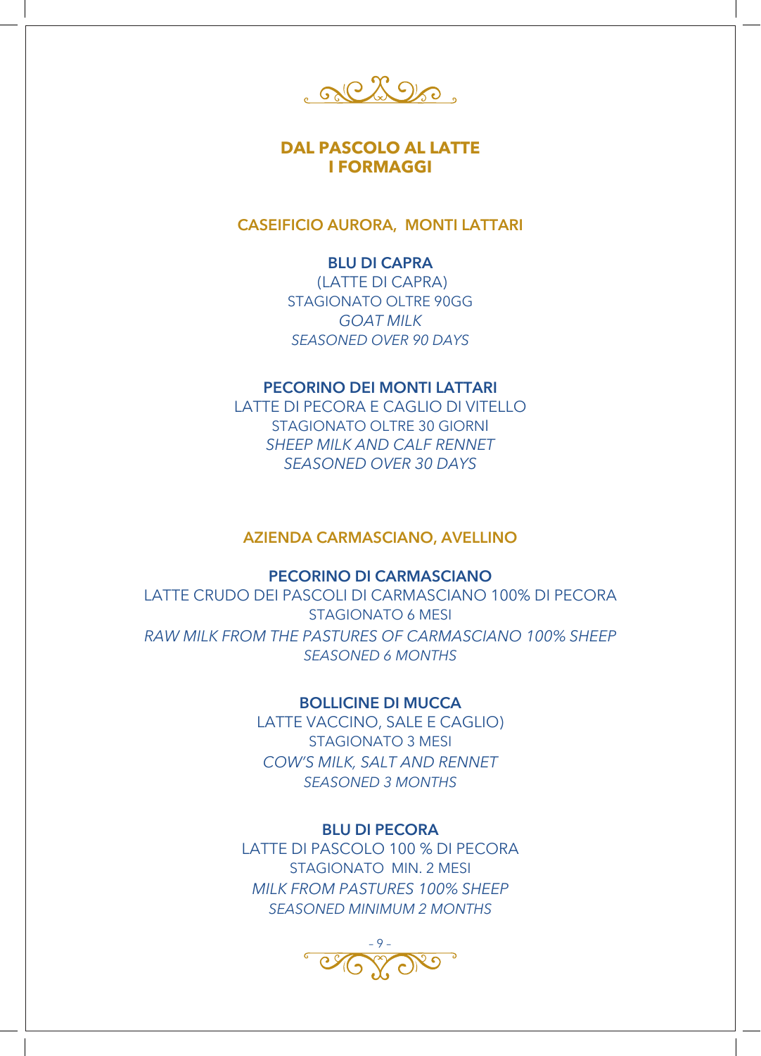## DAL PASCOLO AL LATTE
## I FORMAGGI

### CASEIFICIO AURORA, MONTI LATTARI

**BLU DI CAPRA**
(LATTE DI CAPRA)
STAGIONATO OLTRE 90GG
*GOAT MILK*
*SEASONED OVER 90 DAYS*

**PECORINO DEI MONTI LATTARI**
LATTE DI PECORA E CAGLIO DI VITELLO
STAGIONATO OLTRE 30 GIORNI
*SHEEP MILK AND CALF RENNET*
*SEASONED OVER 30 DAYS*

### AZIENDA CARMASCIANO, AVELLINO

**PECORINO DI CARMASCIANO**
LATTE CRUDO DEI PASCOLI DI CARMASCIANO 100% DI PECORA
STAGIONATO 6 MESI
*RAW MILK FROM THE PASTURES OF CARMASCIANO 100% SHEEP*
*SEASONED 6 MONTHS*

**BOLLICINE DI MUCCA**
LATTE VACCINO, SALE E CAGLIO)
STAGIONATO 3 MESI
*COW'S MILK, SALT AND RENNET*
*SEASONED 3 MONTHS*

**BLU DI PECORA**
LATTE DI PASCOLO 100 % DI PECORA
STAGIONATO MIN. 2 MESI
*MILK FROM PASTURES 100% SHEEP*
*SEASONED MINIMUM 2 MONTHS*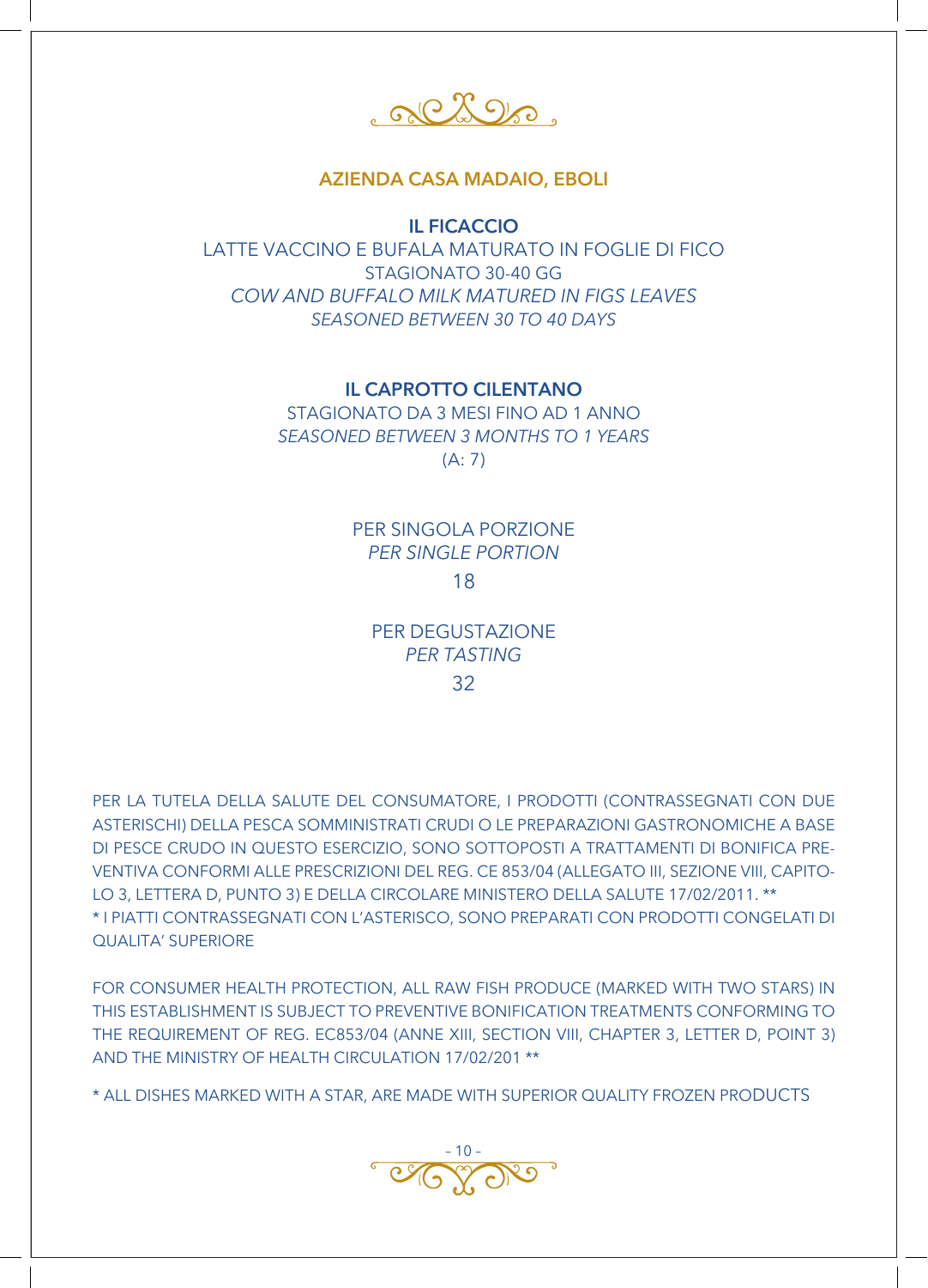## AZIENDA CASA MADAIO, EBOLI

### IL FICACCIO

LATTE VACCINO E BUFALA MATURATO IN FOGLIE DI FICO
STAGIONATO 30-40 GG
*COW AND BUFFALO MILK MATURED IN FIGS LEAVES*
*SEASONED BETWEEN 30 TO 40 DAYS*

### IL CAPROTTO CILENTANO

STAGIONATO DA 3 MESI FINO AD 1 ANNO
*SEASONED BETWEEN 3 MONTHS TO 1 YEARS*
(A: 7)

PER SINGOLA PORZIONE
*PER SINGLE PORTION*
18

PER DEGUSTAZIONE
*PER TASTING*
32

PER LA TUTELA DELLA SALUTE DEL CONSUMATORE, I PRODOTTI (CONTRASSEGNATI CON DUE ASTERISCHI) DELLA PESCA SOMMINISTRATI CRUDI O LE PREPARAZIONI GASTRONOMICHE A BASE DI PESCE CRUDO IN QUESTO ESERCIZIO, SONO SOTTOPOSTI A TRATTAMENTI DI BONIFICA PREVENTIVA CONFORMI ALLE PRESCRIZIONI DEL REG. CE 853/04 (ALLEGATO III, SEZIONE VIII, CAPITOLO 3, LETTERA D, PUNTO 3) E DELLA CIRCOLARE MINISTERO DELLA SALUTE 17/02/2011. **
* I PIATTI CONTRASSEGNATI CON L'ASTERISCO, SONO PREPARATI CON PRODOTTI CONGELATI DI QUALITA' SUPERIORE

FOR CONSUMER HEALTH PROTECTION, ALL RAW FISH PRODUCE (MARKED WITH TWO STARS) IN THIS ESTABLISHMENT IS SUBJECT TO PREVENTIVE BONIFICATION TREATMENTS CONFORMING TO THE REQUIREMENT OF REG. EC853/04 (ANNE XIII, SECTION VIII, CHAPTER 3, LETTER D, POINT 3) AND THE MINISTRY OF HEALTH CIRCULATION 17/02/201 **

* ALL DISHES MARKED WITH A STAR, ARE MADE WITH SUPERIOR QUALITY FROZEN PRODUCTS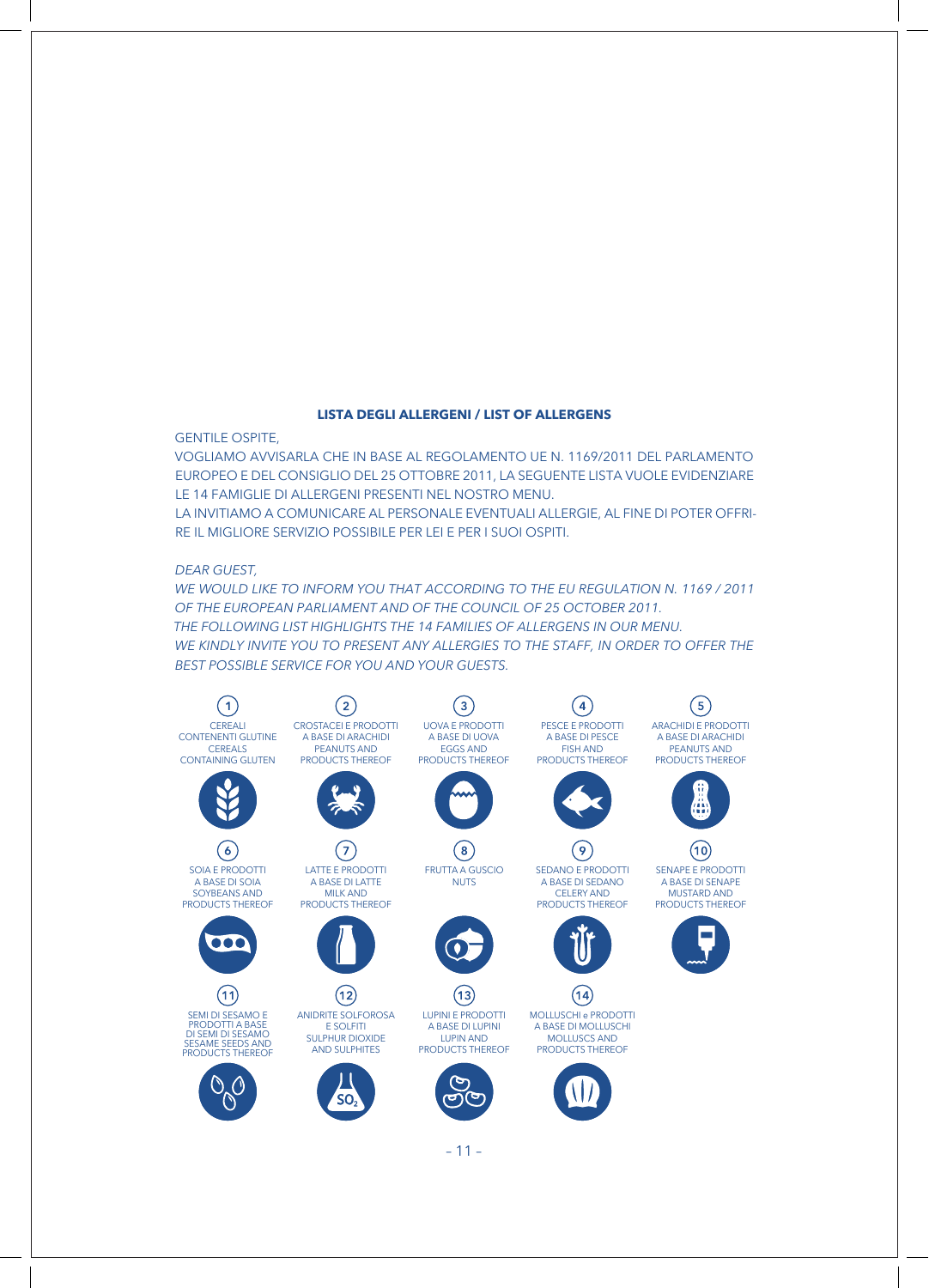**LISTA DEGLI ALLERGENI / LIST OF ALLERGENS**

GENTILE OSPITE,

VOGLIAMO AVVISARLA CHE IN BASE AL REGOLAMENTO UE N. 1169/2011 DEL PARLAMENTO EUROPEO E DEL CONSIGLIO DEL 25 OTTOBRE 2011, LA SEGUENTE LISTA VUOLE EVIDENZIARE LE 14 FAMIGLIE DI ALLERGENI PRESENTI NEL NOSTRO MENU.
LA INVITIAMO A COMUNICARE AL PERSONALE EVENTUALI ALLERGIE, AL FINE DI POTER OFFRIRE IL MIGLIORE SERVIZIO POSSIBILE PER LEI E PER I SUOI OSPITI.

*DEAR GUEST,*

*WE WOULD LIKE TO INFORM YOU THAT ACCORDING TO THE EU REGULATION N. 1169 / 2011 OF THE EUROPEAN PARLIAMENT AND OF THE COUNCIL OF 25 OCTOBER 2011.*
*THE FOLLOWING LIST HIGHLIGHTS THE 14 FAMILIES OF ALLERGENS IN OUR MENU.*
*WE KINDLY INVITE YOU TO PRESENT ANY ALLERGIES TO THE STAFF, IN ORDER TO OFFER THE BEST POSSIBLE SERVICE FOR YOU AND YOUR GUESTS.*

1. CEREALI CONTENENTI GLUTINE / CEREALS CONTAINING GLUTEN
2. CROSTACEI E PRODOTTI A BASE DI ARACHIDI / PEANUTS AND PRODUCTS THEREOF
3. UOVA E PRODOTTI A BASE DI UOVA / EGGS AND PRODUCTS THEREOF
4. PESCE E PRODOTTI A BASE DI PESCE / FISH AND PRODUCTS THEREOF
5. ARACHIDI E PRODOTTI A BASE DI ARACHIDI / PEANUTS AND PRODUCTS THEREOF
6. SOIA E PRODOTTI A BASE DI SOIA / SOYBEANS AND PRODUCTS THEREOF
7. LATTE E PRODOTTI A BASE DI LATTE / MILK AND PRODUCTS THEREOF
8. FRUTTA A GUSCIO / NUTS
9. SEDANO E PRODOTTI A BASE DI SEDANO / CELERY AND PRODUCTS THEREOF
10. SENAPE E PRODOTTI A BASE DI SENAPE / MUSTARD AND PRODUCTS THEREOF
11. SEMI DI SESAMO E PRODOTTI A BASE DI SEMI DI SESAMO / SESAME SEEDS AND PRODUCTS THEREOF
12. ANIDRITE SOLFOROSA E SOLFITI / SULPHUR DIOXIDE AND SULPHITES
13. LUPINI E PRODOTTI A BASE DI LUPINI / LUPIN AND PRODUCTS THEREOF
14. MOLLUSCHI e PRODOTTI A BASE DI MOLLUSCHI / MOLLUSCS AND PRODUCTS THEREOF